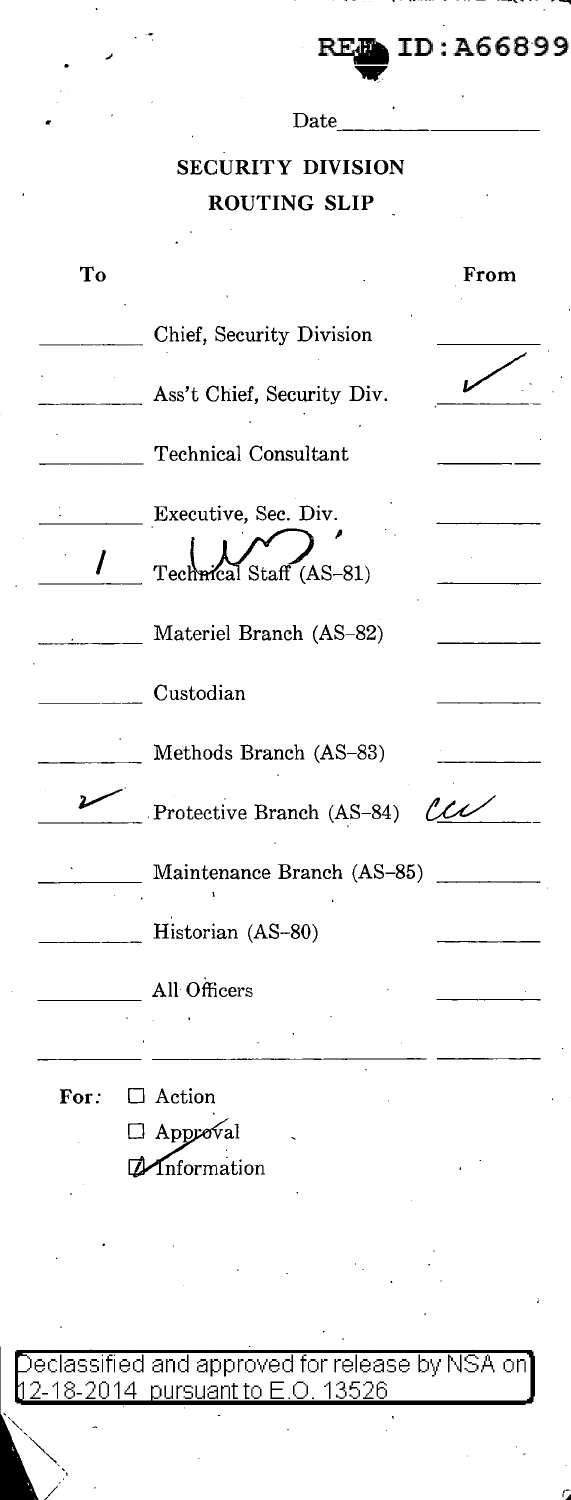REF ID:A66899

Date \_\_\_\_\_\_\_\_\_\_

## SECURITY DIVISION
## ROUTING SLIP

| To | | From |
|---|---|---|
| | Chief, Security Division | |
| | Ass't Chief, Security Div. | ✓ |
| | Technical Consultant | |
| | Executive, Sec. Div. | |
| 1 | Technical Staff (AS-81) | |
| | Materiel Branch (AS-82) | |
| | Custodian | |
| | Methods Branch (AS-83) | |
| 2 | Protective Branch (AS-84) | ccw |
| | Maintenance Branch (AS-85) | |
| | Historian (AS-80) | |
| | All Officers | |
| | | |

For:
- ☐ Action
- ☐ Approval
- ☑ Information

Declassified and approved for release by NSA on 12-18-2014 pursuant to E.O. 13526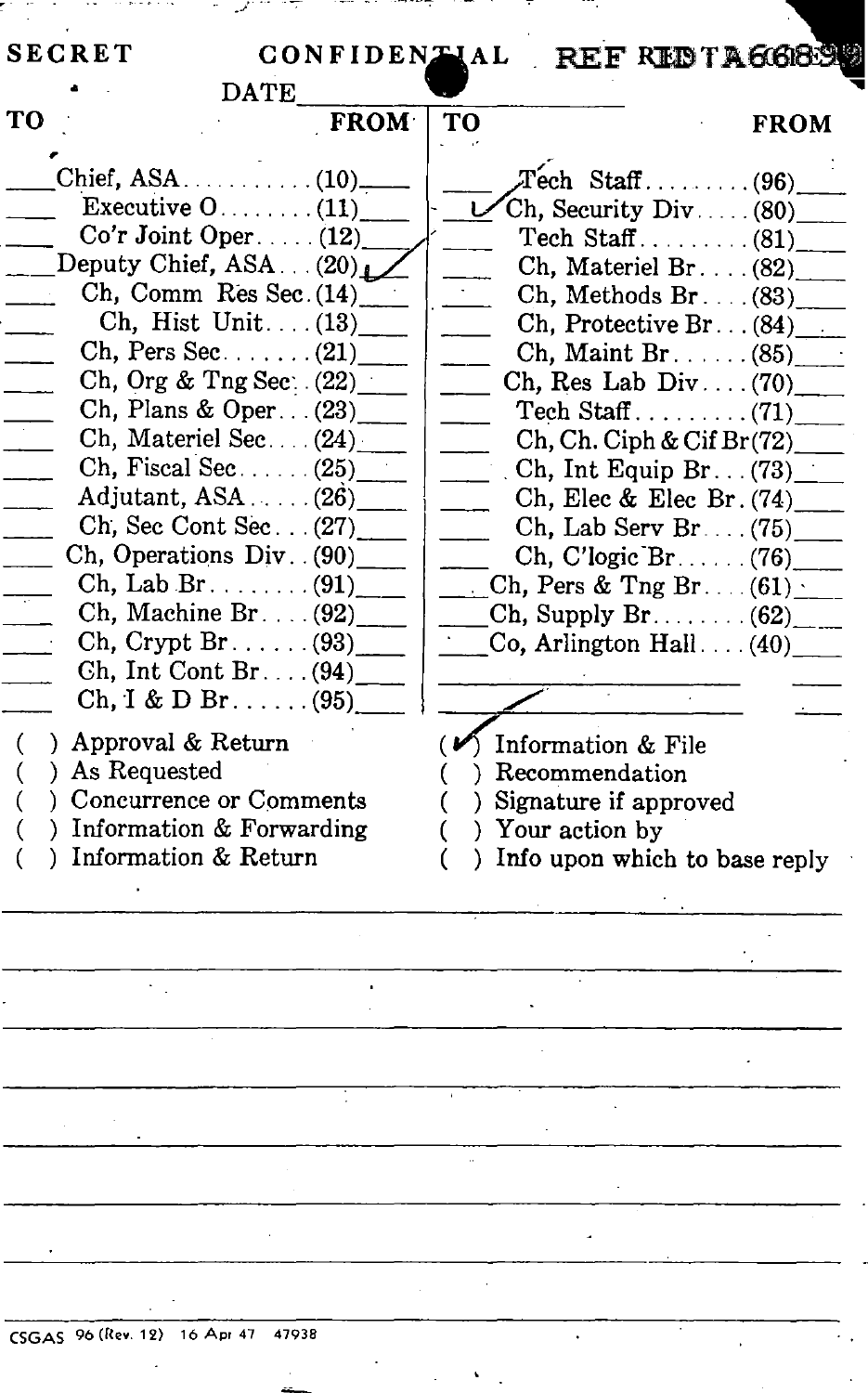SECRET CONFIDENTIAL REF ID:A66899

DATE \_\_\_\_\_\_\_\_\_\_\_\_\_\_\_\_\_\_\_\_\_\_

| TO | | FROM | TO | | FROM |
|---|---|---|---|---|---|
| \_\_\_\_ | Chief, ASA . . . . . . . . . . . (10) | \_\_\_\_ | \_\_\_\_ | Tech Staff . . . . . . . . . (96) | \_\_\_\_ |
| \_\_\_\_ | Executive O . . . . . . . . (11) | \_\_\_\_ | ✓ | Ch, Security Div . . . . . (80) | \_\_\_\_ |
| \_\_\_\_ | Co'r Joint Oper . . . . . (12) | \_\_\_\_ | \_\_\_\_ | Tech Staff . . . . . . . . . (81) | \_\_\_\_ |
| \_\_\_\_ | Deputy Chief, ASA . . . (20) | ✓ | \_\_\_\_ | Ch, Materiel Br . . . . (82) | \_\_\_\_ |
| \_\_\_\_ | Ch, Comm Res Sec . (14) | \_\_\_\_ | \_\_\_\_ | Ch, Methods Br . . . . (83) | \_\_\_\_ |
| \_\_\_\_ | Ch, Hist Unit . . . . (13) | \_\_\_\_ | \_\_\_\_ | Ch, Protective Br . . . (84) | \_\_\_\_ |
| \_\_\_\_ | Ch, Pers Sec . . . . . . . (21) | \_\_\_\_ | \_\_\_\_ | Ch, Maint Br . . . . . . (85) | \_\_\_\_ |
| \_\_\_\_ | Ch, Org & Tng Sec . . (22) | \_\_\_\_ | \_\_\_\_ | Ch, Res Lab Div . . . . (70) | \_\_\_\_ |
| \_\_\_\_ | Ch, Plans & Oper . . . (23) | \_\_\_\_ | \_\_\_\_ | Tech Staff . . . . . . . . . (71) | \_\_\_\_ |
| \_\_\_\_ | Ch, Materiel Sec . . . . (24) | \_\_\_\_ | \_\_\_\_ | Ch, Ch. Ciph & Cif Br (72) | \_\_\_\_ |
| \_\_\_\_ | Ch, Fiscal Sec . . . . . . (25) | \_\_\_\_ | \_\_\_\_ | Ch, Int Equip Br . . . (73) | \_\_\_\_ |
| \_\_\_\_ | Adjutant, ASA . . . . . (26) | \_\_\_\_ | \_\_\_\_ | Ch, Elec & Elec Br . (74) | \_\_\_\_ |
| \_\_\_\_ | Ch, Sec Cont Sec . . . (27) | \_\_\_\_ | \_\_\_\_ | Ch, Lab Serv Br . . . . (75) | \_\_\_\_ |
| \_\_\_\_ | Ch, Operations Div . . (90) | \_\_\_\_ | \_\_\_\_ | Ch, C'logic Br . . . . . . (76) | \_\_\_\_ |
| \_\_\_\_ | Ch, Lab Br . . . . . . . . (91) | \_\_\_\_ | \_\_\_\_ | Ch, Pers & Tng Br . . . . (61) | \_\_\_\_ |
| \_\_\_\_ | Ch, Machine Br . . . . (92) | \_\_\_\_ | \_\_\_\_ | Ch, Supply Br . . . . . . . . (62) | \_\_\_\_ |
| \_\_\_\_ | Ch, Crypt Br . . . . . . (93) | \_\_\_\_ | \_\_\_\_ | Co, Arlington Hall . . . . (40) | \_\_\_\_ |
| \_\_\_\_ | Ch, Int Cont Br . . . . (94) | \_\_\_\_ | \_\_\_\_ | | \_\_\_\_ |
| \_\_\_\_ | Ch, I & D Br . . . . . . (95) | \_\_\_\_ | \_\_\_\_ | | \_\_\_\_ |

( ) Approval & Return
( ) As Requested
( ) Concurrence or Comments
( ) Information & Forwarding
( ) Information & Return

(✓) Information & File
( ) Recommendation
( ) Signature if approved
( ) Your action by
( ) Info upon which to base reply

CSGAS 96 (Rev. 12) 16 Apr 47 47938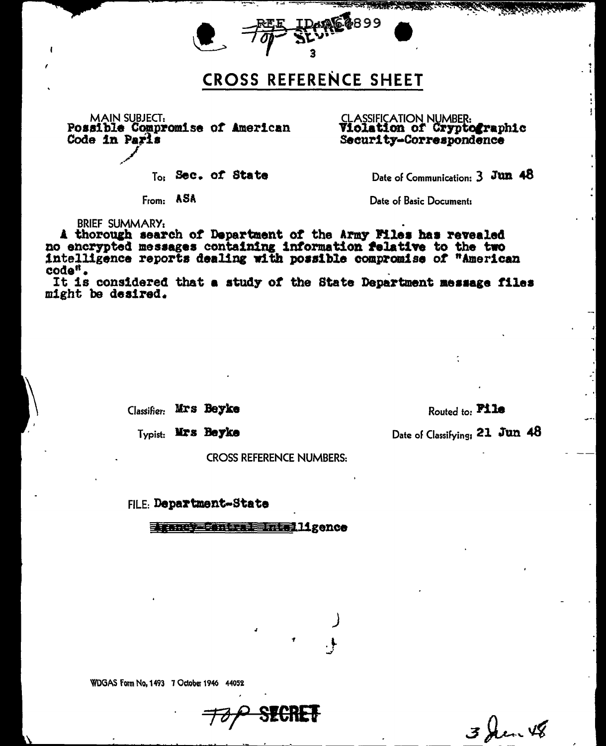REF ID:A66899

TOP SECRET

# CROSS REFERENCE SHEET

MAIN SUBJECT:
Possible Compromise of American Code in Paris

CLASSIFICATION NUMBER:
Violation of Cryptographic Security-Correspondence

To: Sec. of State

Date of Communication: 3 Jun 48

From: ASA

Date of Basic Document:

BRIEF SUMMARY:
A thorough search of Department of the Army Files has revealed no encrypted messages containing information relative to the two intelligence reports dealing with possible compromise of "American code".
It is considered that a study of the State Department message files might be desired.

Classifier: Mrs Beyke

Routed to: File

Typist: Mrs Beyke

Date of Classifying: 21 Jun 48

CROSS REFERENCE NUMBERS:

FILE: Department-State

~~Agency-Central Intel~~ligence

WDGAS Form No. 1493 7 October 1946 44052

TOP SECRET

3 Jun 48